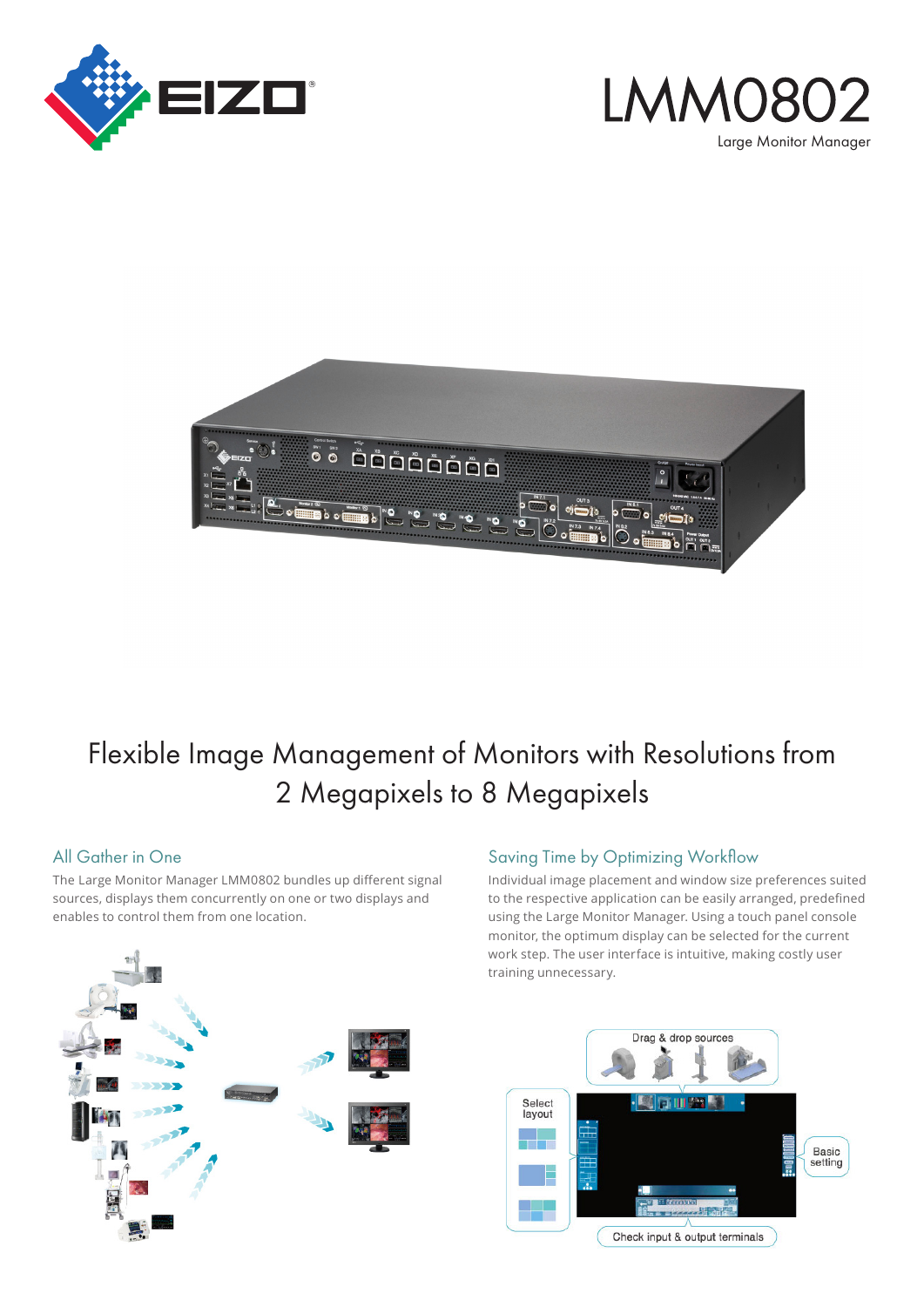# LMM0802

Large Monitor Manager

## Flexible Image Management of Monitors with Resolutions from 2 Megapixels to 8 Megapixels

### All Gather in One

The Large Monitor Manager LMM0802 bundles up different signal sources, displays them concurrently on one or two displays and enables to control them from one location.

### Saving Time by Optimizing Workflow

Individual image placement and window size preferences suited to the respective application can be easily arranged, predefined using the Large Monitor Manager. Using a touch panel console monitor, the optimum display can be selected for the current work step. The user interface is intuitive, making costly user training unnecessary.

Drag & drop sources

Select layout

Basic setting

Check input & output terminals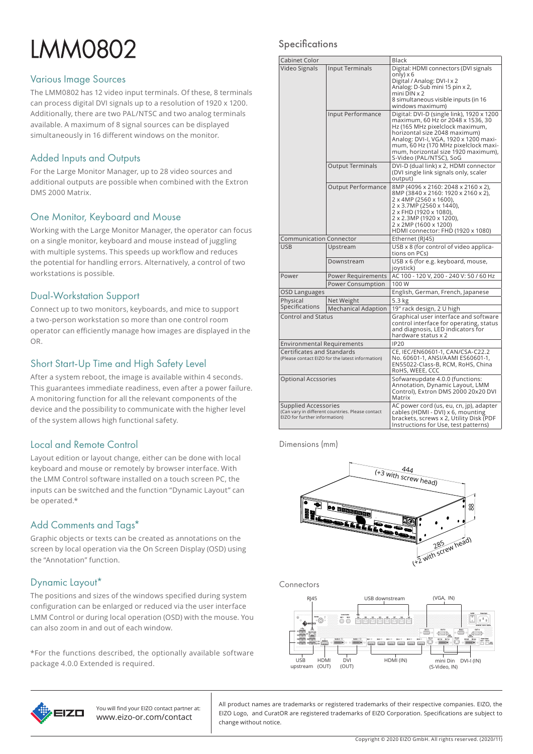# LMM0802

## Various Image Sources

The LMM0802 has 12 video input terminals. Of these, 8 terminals can process digital DVI signals up to a resolution of 1920 x 1200. Additionally, there are two PAL/NTSC and two analog terminals available. A maximum of 8 signal sources can be displayed simultaneously in 16 different windows on the monitor.

## Added Inputs and Outputs

For the Large Monitor Manager, up to 28 video sources and additional outputs are possible when combined with the Extron DMS 2000 Matrix.

## One Monitor, Keyboard and Mouse

Working with the Large Monitor Manager, the operator can focus on a single monitor, keyboard and mouse instead of juggling with multiple systems. This speeds up workflow and reduces the potential for handling errors. Alternatively, a control of two workstations is possible.

## Dual-Workstation Support

Connect up to two monitors, keyboards, and mice to support a two-person workstation so more than one control room operator can efficiently manage how images are displayed in the OR.

## Short Start-Up Time and High Safety Level

After a system reboot, the image is available within 4 seconds. This guarantees immediate readiness, even after a power failure. A monitoring function for all the relevant components of the device and the possibility to communicate with the higher level of the system allows high functional safety.

## Local and Remote Control

Layout edition or layout change, either can be done with local keyboard and mouse or remotely by browser interface. With the LMM Control software installed on a touch screen PC, the inputs can be switched and the function "Dynamic Layout" can be operated.*

## Add Comments and Tags*

Graphic objects or texts can be created as annotations on the screen by local operation via the On Screen Display (OSD) using the "Annotation" function.

## Dynamic Layout*

The positions and sizes of the windows specified during system configuration can be enlarged or reduced via the user interface LMM Control or during local operation (OSD) with the mouse. You can also zoom in and out of each window.

*For the functions described, the optionally available software package 4.0.0 Extended is required.

## Specifications

| | | |
|---|---|---|
| Cabinet Color | | Black |
| Video Signals | Input Terminals | Digital: HDMI connectors (DVI signals only) x 6<br>Digital / Analog: DVI-I x 2<br>Analog: D-Sub mini 15 pin x 2,<br>mini DIN x 2<br>8 simultaneous visible inputs (in 16 windows maximum) |
| | Input Performance | Digital: DVI-D (single link), 1920 x 1200 maximum, 60 Hz or 2048 x 1536, 30 Hz (165 MHz pixelclock maximum, horizontal size 2048 maximum)<br>Analog: DVI-I, VGA, 1920 x 1200 maximum, 60 Hz (170 MHz pixelclock maximum, horizontal size 1920 maximum), S-Video (PAL/NTSC), SoG |
| | Output Terminals | DVI-D (dual link) x 2, HDMI connector (DVI single link signals only, scaler output) |
| | Output Performance | 8MP (4096 x 2160: 2048 x 2160 x 2),<br>8MP (3840 x 2160: 1920 x 2160 x 2),<br>2 x 4MP (2560 x 1600),<br>2 x 3.7MP (2560 x 1440),<br>2 x FHD (1920 x 1080),<br>2 x 2.3MP (1920 x 1200),<br>2 x 2MP (1600 x 1200)<br>HDMI connector: FHD (1920 x 1080) |
| Communication Connector | | Ethernet (RJ45) |
| USB | Upstream | USB x 8 (for control of video applications on PCs) |
| | Downstream | USB x 6 (for e.g. keyboard, mouse, joystick) |
| Power | Power Requirements | AC 100 - 120 V, 200 - 240 V: 50 / 60 Hz |
| | Power Consumption | 100 W |
| OSD Languages | | English, German, French, Japanese |
| Physical Specifications | Net Weight | 5.3 kg |
| | Mechanical Adaption | 19" rack design, 2 U high |
| Control and Status | | Graphical user interface and software control interface for operating, status and diagnosis, LED indicators for hardware status x 2 |
| Environmental Requirements | | IP20 |
| Certificates and Standards (Please contact EIZO for the latest information) | | CE, IEC/EN60601-1, CAN/CSA-C22.2 No. 60601-1, ANSI/AAMI ES60601-1, EN55022-Class-B, RCM, RoHS, China RoHS, WEEE, CCC |
| Optional Accssories | | Sofwareupdate 4.0.0 (functions: Annotation, Dynamic Layout, LMM Control), Extron DMS 2000 20x20 DVI Matrix |
| Supplied Accessories (Can vary in different countries. Please contact EIZO for further information) | | AC power cord (us, eu, cn, jp), adapter cables (HDMI - DVI) x 6, mounting brackets, screws x 2, Utility Disk (PDF Instructions for Use, test patterns) |

Dimensions (mm)

444 (+3 with screw head)
88
285 (+2 with screw head)

Connectors

RJ45
USB downstream
(VGA, IN)
USB upstream
HDMI (OUT)
DVI (OUT)
HDMI (IN)
mini Din (S-Video, IN)
DVI-I (IN)

You will find your EIZO contact partner at:
www.eizo-or.com/contact

All product names are trademarks or registered trademarks of their respective companies. EIZO, the EIZO Logo, and CuratOR are registered trademarks of EIZO Corporation. Specifications are subject to change without notice.

Copyright © 2020 EIZO GmbH. All rights reserved. (2020/11)